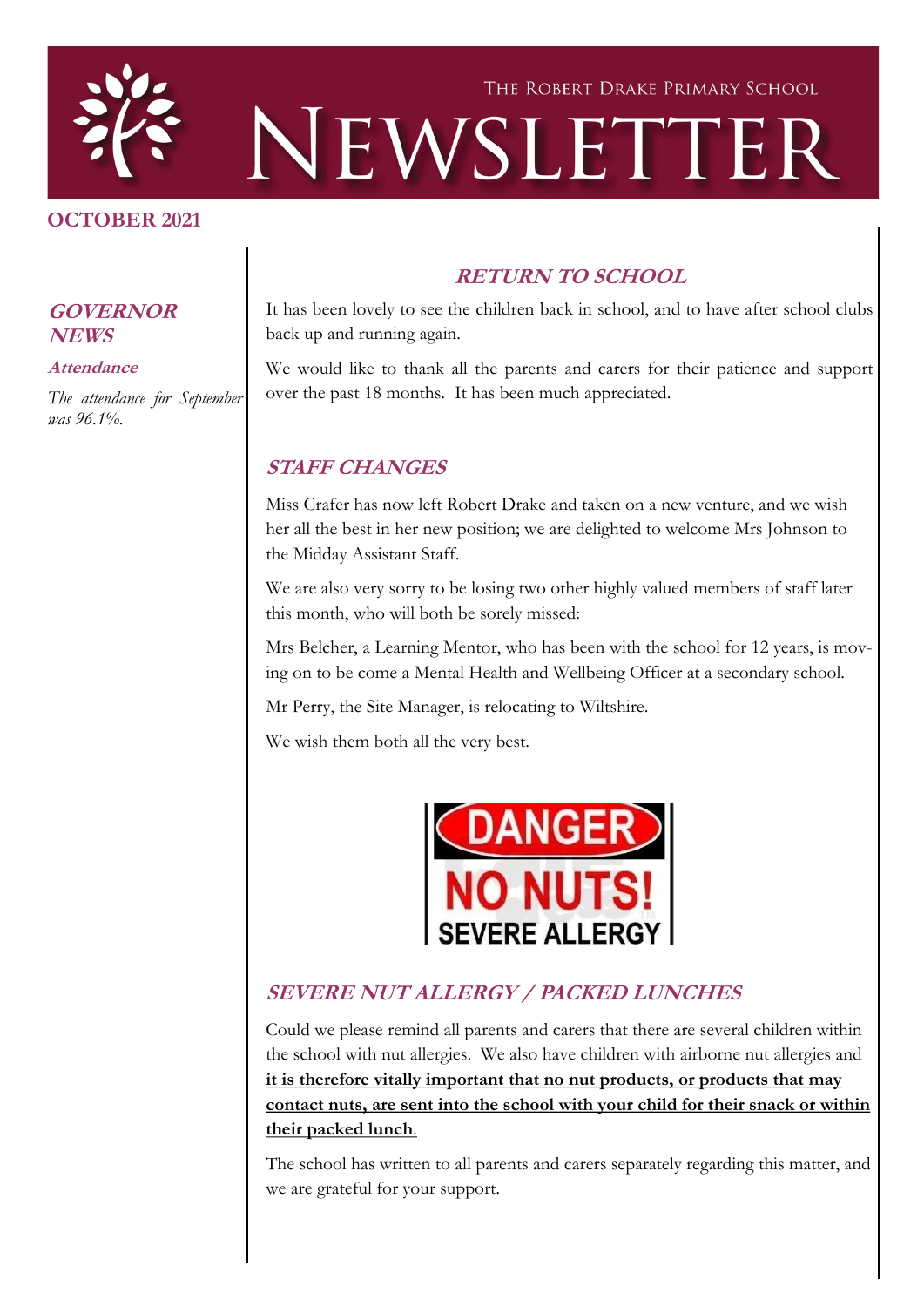# THE ROBERT DRAKE PRIMARY SCHOOL NEWSLETTER

**OCTOBER 2021**

## GOVERNOR NEWS

### Attendance

*The attendance for September was 96.1%.*

## RETURN TO SCHOOL

It has been lovely to see the children back in school, and to have after school clubs back up and running again.

We would like to thank all the parents and carers for their patience and support over the past 18 months. It has been much appreciated.

## STAFF CHANGES

Miss Crafer has now left Robert Drake and taken on a new venture, and we wish her all the best in her new position; we are delighted to welcome Mrs Johnson to the Midday Assistant Staff.

We are also very sorry to be losing two other highly valued members of staff later this month, who will both be sorely missed:

Mrs Belcher, a Learning Mentor, who has been with the school for 12 years, is moving on to be come a Mental Health and Wellbeing Officer at a secondary school.

Mr Perry, the Site Manager, is relocating to Wiltshire.

We wish them both all the very best.

DANGER
NO NUTS!
SEVERE ALLERGY

## SEVERE NUT ALLERGY / PACKED LUNCHES

Could we please remind all parents and carers that there are several children within the school with nut allergies. We also have children with airborne nut allergies and **it is therefore vitally important that no nut products, or products that may contact nuts, are sent into the school with your child for their snack or within their packed lunch**.

The school has written to all parents and carers separately regarding this matter, and we are grateful for your support.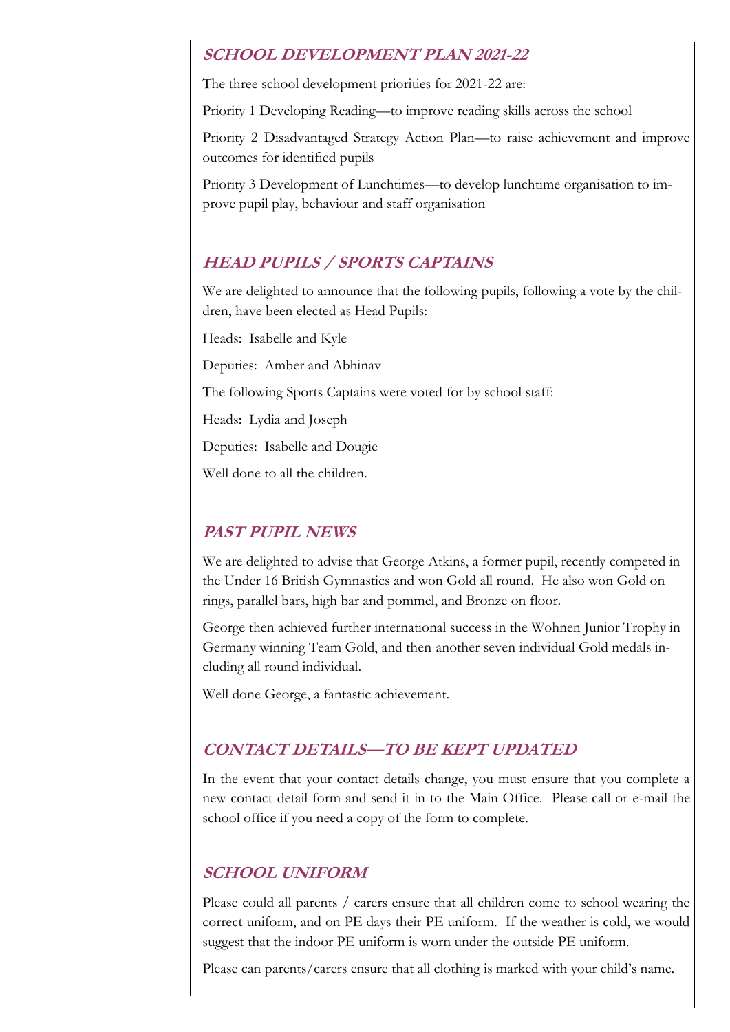## SCHOOL DEVELOPMENT PLAN 2021-22

The three school development priorities for 2021-22 are:

Priority 1 Developing Reading—to improve reading skills across the school

Priority 2 Disadvantaged Strategy Action Plan—to raise achievement and improve outcomes for identified pupils

Priority 3 Development of Lunchtimes—to develop lunchtime organisation to improve pupil play, behaviour and staff organisation

## HEAD PUPILS / SPORTS CAPTAINS

We are delighted to announce that the following pupils, following a vote by the children, have been elected as Head Pupils:

Heads: Isabelle and Kyle

Deputies: Amber and Abhinav

The following Sports Captains were voted for by school staff:

Heads: Lydia and Joseph

Deputies: Isabelle and Dougie

Well done to all the children.

## PAST PUPIL NEWS

We are delighted to advise that George Atkins, a former pupil, recently competed in the Under 16 British Gymnastics and won Gold all round. He also won Gold on rings, parallel bars, high bar and pommel, and Bronze on floor.

George then achieved further international success in the Wohnen Junior Trophy in Germany winning Team Gold, and then another seven individual Gold medals including all round individual.

Well done George, a fantastic achievement.

## CONTACT DETAILS—TO BE KEPT UPDATED

In the event that your contact details change, you must ensure that you complete a new contact detail form and send it in to the Main Office. Please call or e-mail the school office if you need a copy of the form to complete.

## SCHOOL UNIFORM

Please could all parents / carers ensure that all children come to school wearing the correct uniform, and on PE days their PE uniform. If the weather is cold, we would suggest that the indoor PE uniform is worn under the outside PE uniform.

Please can parents/carers ensure that all clothing is marked with your child's name.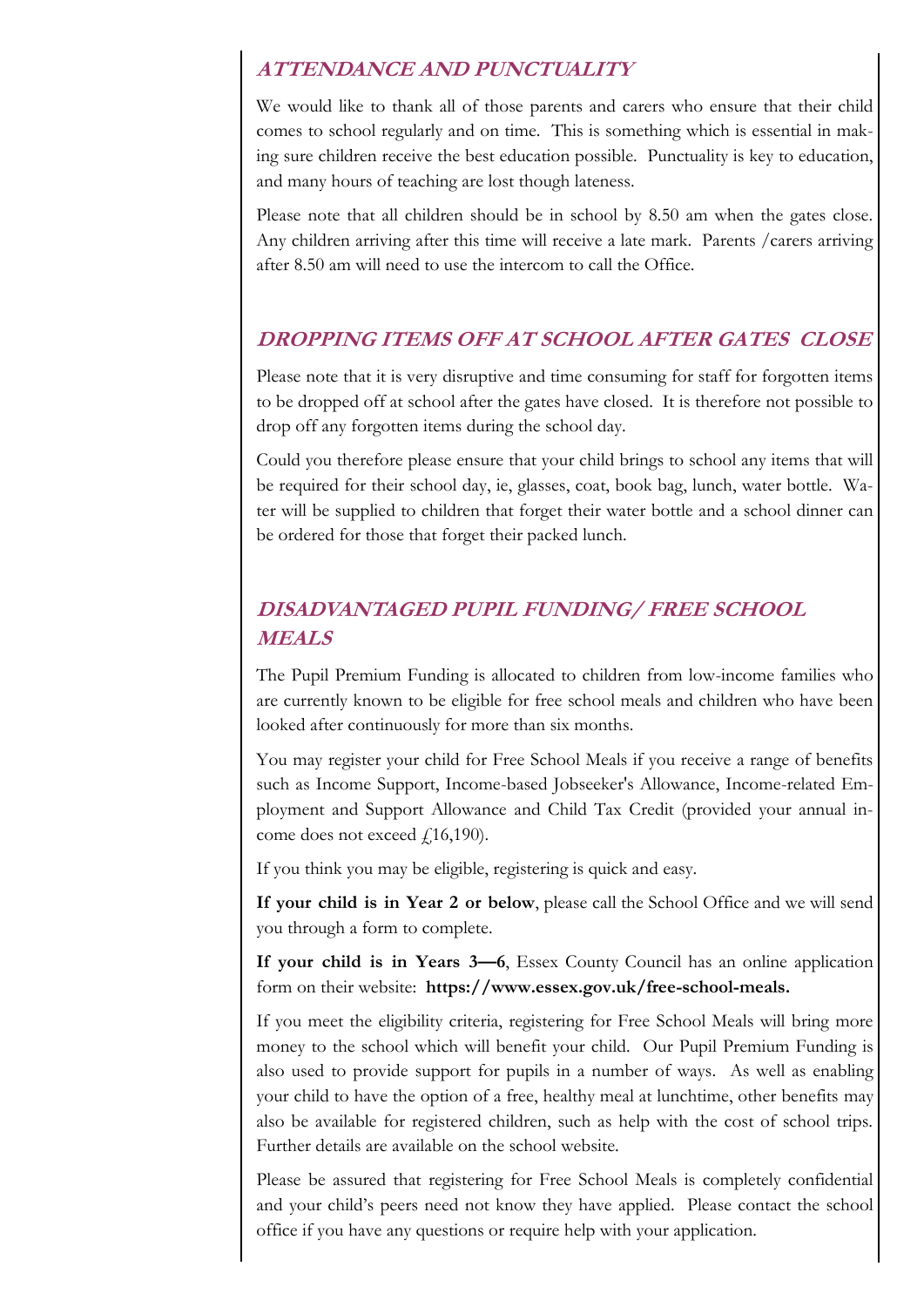## *ATTENDANCE AND PUNCTUALITY*

We would like to thank all of those parents and carers who ensure that their child comes to school regularly and on time. This is something which is essential in making sure children receive the best education possible. Punctuality is key to education, and many hours of teaching are lost though lateness.

Please note that all children should be in school by 8.50 am when the gates close. Any children arriving after this time will receive a late mark. Parents /carers arriving after 8.50 am will need to use the intercom to call the Office.

## *DROPPING ITEMS OFF AT SCHOOL AFTER GATES CLOSE*

Please note that it is very disruptive and time consuming for staff for forgotten items to be dropped off at school after the gates have closed. It is therefore not possible to drop off any forgotten items during the school day.

Could you therefore please ensure that your child brings to school any items that will be required for their school day, ie, glasses, coat, book bag, lunch, water bottle. Water will be supplied to children that forget their water bottle and a school dinner can be ordered for those that forget their packed lunch.

## *DISADVANTAGED PUPIL FUNDING/ FREE SCHOOL MEALS*

The Pupil Premium Funding is allocated to children from low-income families who are currently known to be eligible for free school meals and children who have been looked after continuously for more than six months.

You may register your child for Free School Meals if you receive a range of benefits such as Income Support, Income-based Jobseeker's Allowance, Income-related Employment and Support Allowance and Child Tax Credit (provided your annual income does not exceed £16,190).

If you think you may be eligible, registering is quick and easy.

**If your child is in Year 2 or below**, please call the School Office and we will send you through a form to complete.

**If your child is in Years 3—6**, Essex County Council has an online application form on their website: **https://www.essex.gov.uk/free-school-meals.**

If you meet the eligibility criteria, registering for Free School Meals will bring more money to the school which will benefit your child. Our Pupil Premium Funding is also used to provide support for pupils in a number of ways. As well as enabling your child to have the option of a free, healthy meal at lunchtime, other benefits may also be available for registered children, such as help with the cost of school trips. Further details are available on the school website.

Please be assured that registering for Free School Meals is completely confidential and your child's peers need not know they have applied. Please contact the school office if you have any questions or require help with your application.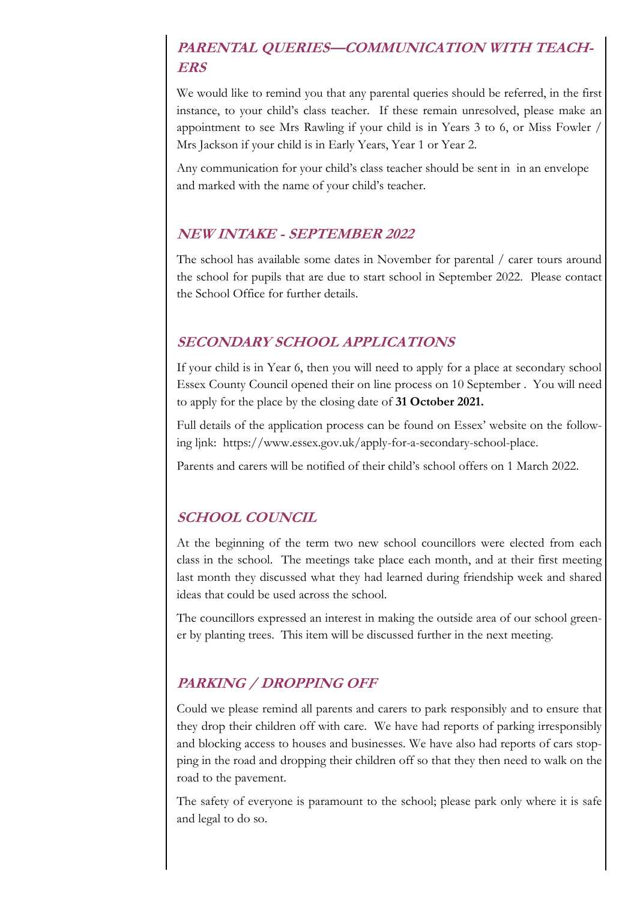## *PARENTAL QUERIES—COMMUNICATION WITH TEACHERS*

We would like to remind you that any parental queries should be referred, in the first instance, to your child's class teacher. If these remain unresolved, please make an appointment to see Mrs Rawling if your child is in Years 3 to 6, or Miss Fowler / Mrs Jackson if your child is in Early Years, Year 1 or Year 2.

Any communication for your child's class teacher should be sent in in an envelope and marked with the name of your child's teacher.

## *NEW INTAKE - SEPTEMBER 2022*

The school has available some dates in November for parental / carer tours around the school for pupils that are due to start school in September 2022. Please contact the School Office for further details.

## *SECONDARY SCHOOL APPLICATIONS*

If your child is in Year 6, then you will need to apply for a place at secondary school Essex County Council opened their on line process on 10 September . You will need to apply for the place by the closing date of **31 October 2021.**

Full details of the application process can be found on Essex' website on the following ljnk: https://www.essex.gov.uk/apply-for-a-secondary-school-place.

Parents and carers will be notified of their child's school offers on 1 March 2022.

## *SCHOOL COUNCIL*

At the beginning of the term two new school councillors were elected from each class in the school. The meetings take place each month, and at their first meeting last month they discussed what they had learned during friendship week and shared ideas that could be used across the school.

The councillors expressed an interest in making the outside area of our school greener by planting trees. This item will be discussed further in the next meeting.

## *PARKING / DROPPING OFF*

Could we please remind all parents and carers to park responsibly and to ensure that they drop their children off with care. We have had reports of parking irresponsibly and blocking access to houses and businesses. We have also had reports of cars stopping in the road and dropping their children off so that they then need to walk on the road to the pavement.

The safety of everyone is paramount to the school; please park only where it is safe and legal to do so.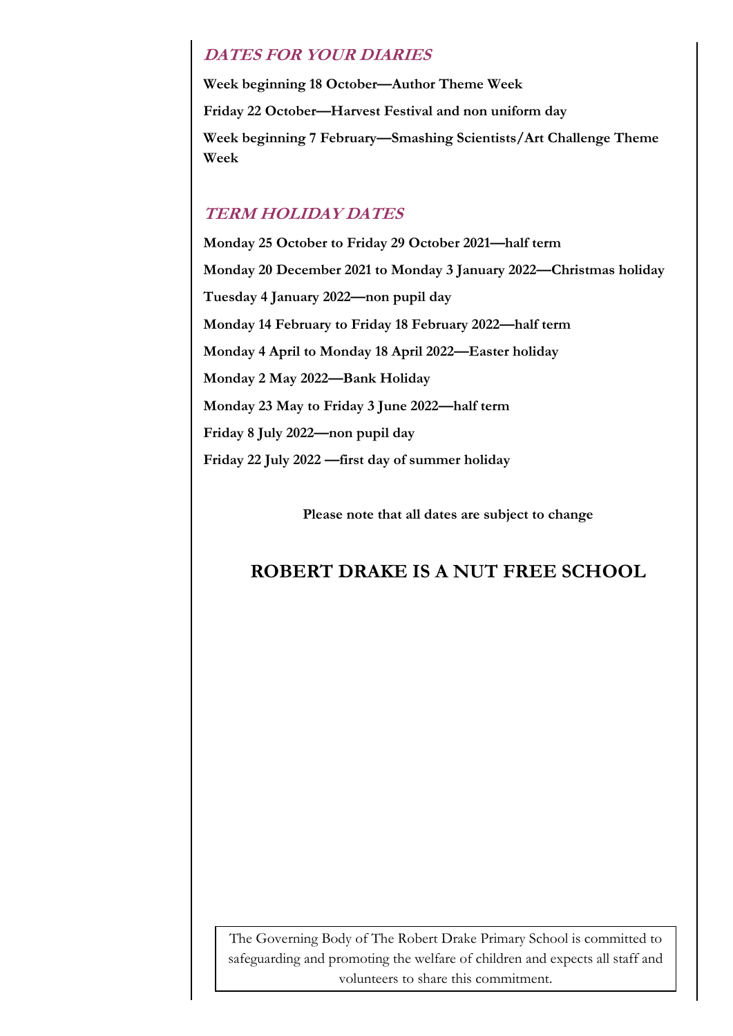## *DATES FOR YOUR DIARIES*

**Week beginning 18 October—Author Theme Week**

**Friday 22 October—Harvest Festival and non uniform day**

**Week beginning 7 February—Smashing Scientists/Art Challenge Theme Week**

## *TERM HOLIDAY DATES*

**Monday 25 October to Friday 29 October 2021—half term**

**Monday 20 December 2021 to Monday 3 January 2022—Christmas holiday**

**Tuesday 4 January 2022—non pupil day**

**Monday 14 February to Friday 18 February 2022—half term**

**Monday 4 April to Monday 18 April 2022—Easter holiday**

**Monday 2 May 2022—Bank Holiday**

**Monday 23 May to Friday 3 June 2022—half term**

**Friday 8 July 2022—non pupil day**

**Friday 22 July 2022 —first day of summer holiday**

**Please note that all dates are subject to change**

## ROBERT DRAKE IS A NUT FREE SCHOOL

The Governing Body of The Robert Drake Primary School is committed to safeguarding and promoting the welfare of children and expects all staff and volunteers to share this commitment.